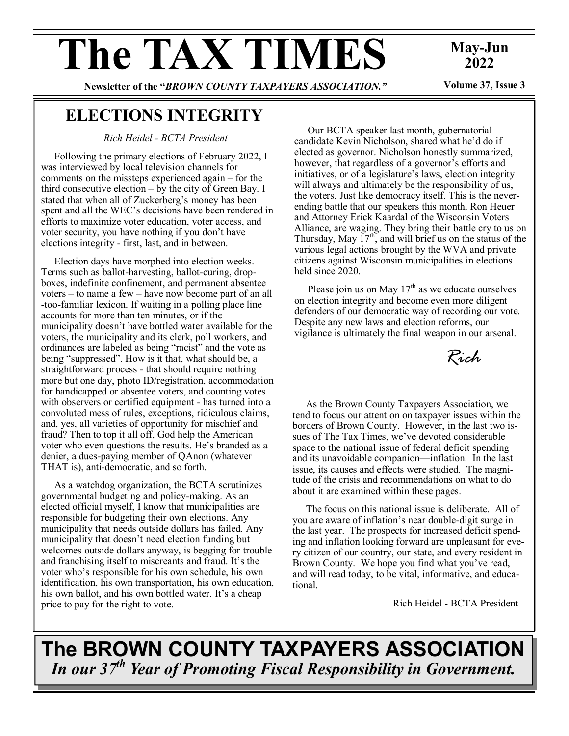# The TAX TIMES

**May-Jun 2022**

**Newsletter of the "*BROWN COUNTY TAXPAYERS ASSOCIATION.*"**

**Volume 37, Issue 3**

## ELECTIONS INTEGRITY

*Rich Heidel - BCTA President*

Following the primary elections of February 2022, I was interviewed by local television channels for comments on the missteps experienced again – for the third consecutive election – by the city of Green Bay. I stated that when all of Zuckerberg's money has been spent and all the WEC's decisions have been rendered in efforts to maximize voter education, voter access, and voter security, you have nothing if you don't have elections integrity - first, last, and in between.

Election days have morphed into election weeks. Terms such as ballot-harvesting, ballot-curing, drop-boxes, indefinite confinement, and permanent absentee voters – to name a few – have now become part of an all-too-familiar lexicon. If waiting in a polling place line accounts for more than ten minutes, or if the municipality doesn't have bottled water available for the voters, the municipality and its clerk, poll workers, and ordinances are labeled as being "racist" and the vote as being "suppressed". How is it that, what should be, a straightforward process - that should require nothing more but one day, photo ID/registration, accommodation for handicapped or absentee voters, and counting votes with observers or certified equipment - has turned into a convoluted mess of rules, exceptions, ridiculous claims, and, yes, all varieties of opportunity for mischief and fraud? Then to top it all off, God help the American voter who even questions the results. He's branded as a denier, a dues-paying member of QAnon (whatever THAT is), anti-democratic, and so forth.

As a watchdog organization, the BCTA scrutinizes governmental budgeting and policy-making. As an elected official myself, I know that municipalities are responsible for budgeting their own elections. Any municipality that needs outside dollars has failed. Any municipality that doesn't need election funding but welcomes outside dollars anyway, is begging for trouble and franchising itself to miscreants and fraud. It's the voter who's responsible for his own schedule, his own identification, his own transportation, his own education, his own ballot, and his own bottled water. It's a cheap price to pay for the right to vote.

Our BCTA speaker last month, gubernatorial candidate Kevin Nicholson, shared what he'd do if elected as governor. Nicholson honestly summarized, however, that regardless of a governor's efforts and initiatives, or of a legislature's laws, election integrity will always and ultimately be the responsibility of us, the voters. Just like democracy itself. This is the never-ending battle that our speakers this month, Ron Heuer and Attorney Erick Kaardal of the Wisconsin Voters Alliance, are waging. They bring their battle cry to us on Thursday, May 17th, and will brief us on the status of the various legal actions brought by the WVA and private citizens against Wisconsin municipalities in elections held since 2020.

Please join us on May 17th as we educate ourselves on election integrity and become even more diligent defenders of our democratic way of recording our vote. Despite any new laws and election reforms, our vigilance is ultimately the final weapon in our arsenal.

*Rich*

---

As the Brown County Taxpayers Association, we tend to focus our attention on taxpayer issues within the borders of Brown County. However, in the last two issues of The Tax Times, we've devoted considerable space to the national issue of federal deficit spending and its unavoidable companion—inflation. In the last issue, its causes and effects were studied. The magnitude of the crisis and recommendations on what to do about it are examined within these pages.

The focus on this national issue is deliberate. All of you are aware of inflation's near double-digit surge in the last year. The prospects for increased deficit spending and inflation looking forward are unpleasant for every citizen of our country, our state, and every resident in Brown County. We hope you find what you've read, and will read today, to be vital, informative, and educational.

Rich Heidel - BCTA President

**The BROWN COUNTY TAXPAYERS ASSOCIATION**

***In our 37th Year of Promoting Fiscal Responsibility in Government.***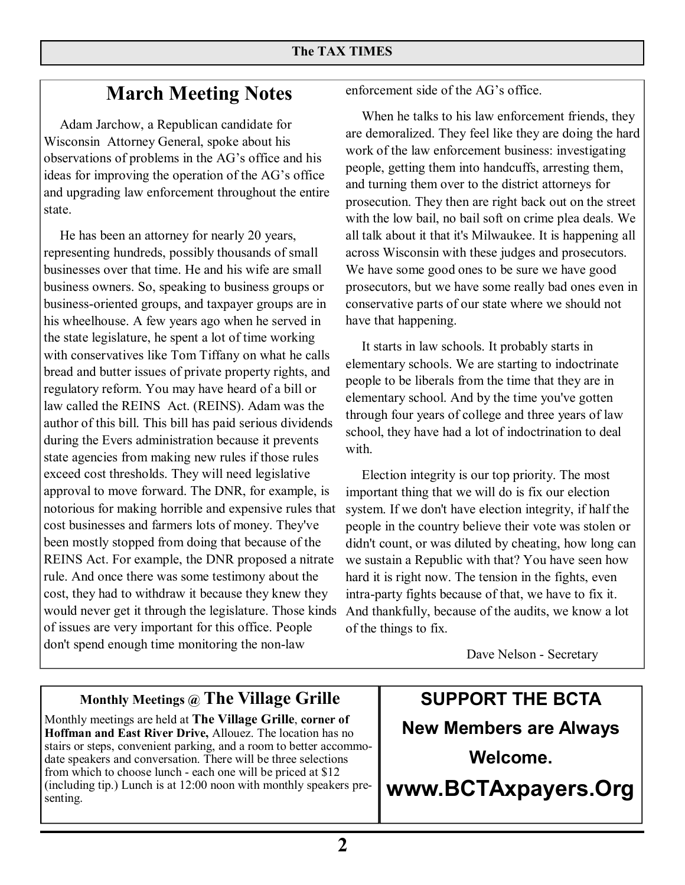## March Meeting Notes

Adam Jarchow, a Republican candidate for Wisconsin Attorney General, spoke about his observations of problems in the AG's office and his ideas for improving the operation of the AG's office and upgrading law enforcement throughout the entire state.

He has been an attorney for nearly 20 years, representing hundreds, possibly thousands of small businesses over that time. He and his wife are small business owners. So, speaking to business groups or business-oriented groups, and taxpayer groups are in his wheelhouse. A few years ago when he served in the state legislature, he spent a lot of time working with conservatives like Tom Tiffany on what he calls bread and butter issues of private property rights, and regulatory reform. You may have heard of a bill or law called the REINS Act. (REINS). Adam was the author of this bill. This bill has paid serious dividends during the Evers administration because it prevents state agencies from making new rules if those rules exceed cost thresholds. They will need legislative approval to move forward. The DNR, for example, is notorious for making horrible and expensive rules that cost businesses and farmers lots of money. They've been mostly stopped from doing that because of the REINS Act. For example, the DNR proposed a nitrate rule. And once there was some testimony about the cost, they had to withdraw it because they knew they would never get it through the legislature. Those kinds of issues are very important for this office. People don't spend enough time monitoring the non-law enforcement side of the AG's office.

When he talks to his law enforcement friends, they are demoralized. They feel like they are doing the hard work of the law enforcement business: investigating people, getting them into handcuffs, arresting them, and turning them over to the district attorneys for prosecution. They then are right back out on the street with the low bail, no bail soft on crime plea deals. We all talk about it that it's Milwaukee. It is happening all across Wisconsin with these judges and prosecutors. We have some good ones to be sure we have good prosecutors, but we have some really bad ones even in conservative parts of our state where we should not have that happening.

It starts in law schools. It probably starts in elementary schools. We are starting to indoctrinate people to be liberals from the time that they are in elementary school. And by the time you've gotten through four years of college and three years of law school, they have had a lot of indoctrination to deal with.

Election integrity is our top priority. The most important thing that we will do is fix our election system. If we don't have election integrity, if half the people in the country believe their vote was stolen or didn't count, or was diluted by cheating, how long can we sustain a Republic with that? You have seen how hard it is right now. The tension in the fights, even intra-party fights because of that, we have to fix it. And thankfully, because of the audits, we know a lot of the things to fix.

Dave Nelson - Secretary

---

**Monthly Meetings @ The Village Grille**

Monthly meetings are held at **The Village Grille**, **corner of Hoffman and East River Drive,** Allouez. The location has no stairs or steps, convenient parking, and a room to better accommodate speakers and conversation. There will be three selections from which to choose lunch - each one will be priced at $12 (including tip.) Lunch is at 12:00 noon with monthly speakers presenting.

---

**SUPPORT THE BCTA**

**New Members are Always Welcome.**

**www.BCTAxpayers.Org**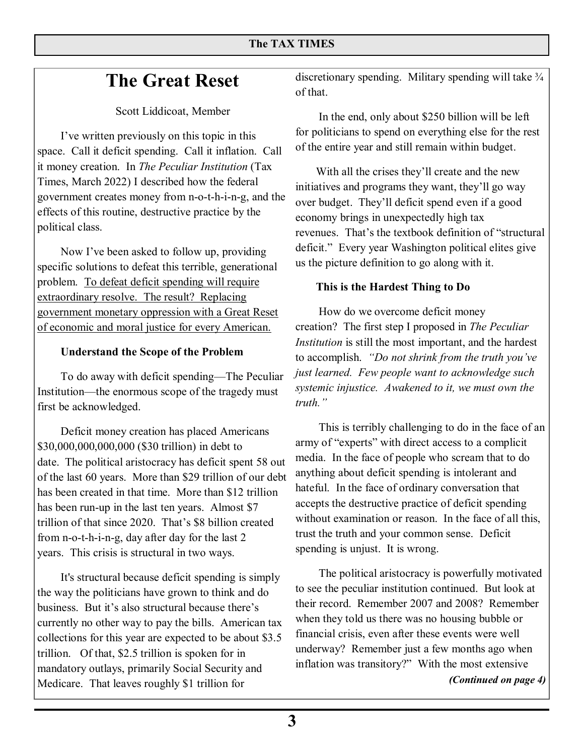# The Great Reset

Scott Liddicoat, Member

I've written previously on this topic in this space. Call it deficit spending. Call it inflation. Call it money creation. In *The Peculiar Institution* (Tax Times, March 2022) I described how the federal government creates money from n-o-t-h-i-n-g, and the effects of this routine, destructive practice by the political class.

Now I've been asked to follow up, providing specific solutions to defeat this terrible, generational problem. <u>To defeat deficit spending will require extraordinary resolve. The result? Replacing government monetary oppression with a Great Reset of economic and moral justice for every American.</u>

**Understand the Scope of the Problem**

To do away with deficit spending—The Peculiar Institution—the enormous scope of the tragedy must first be acknowledged.

Deficit money creation has placed Americans \$30,000,000,000,000 (\$30 trillion) in debt to date. The political aristocracy has deficit spent 58 out of the last 60 years. More than \$29 trillion of our debt has been created in that time. More than \$12 trillion has been run-up in the last ten years. Almost \$7 trillion of that since 2020. That's \$8 billion created from n-o-t-h-i-n-g, day after day for the last 2 years. This crisis is structural in two ways.

It's structural because deficit spending is simply the way the politicians have grown to think and do business. But it's also structural because there's currently no other way to pay the bills. American tax collections for this year are expected to be about \$3.5 trillion. Of that, \$2.5 trillion is spoken for in mandatory outlays, primarily Social Security and Medicare. That leaves roughly \$1 trillion for discretionary spending. Military spending will take ¾ of that.

In the end, only about \$250 billion will be left for politicians to spend on everything else for the rest of the entire year and still remain within budget.

With all the crises they'll create and the new initiatives and programs they want, they'll go way over budget. They'll deficit spend even if a good economy brings in unexpectedly high tax revenues. That's the textbook definition of "structural deficit." Every year Washington political elites give us the picture definition to go along with it.

**This is the Hardest Thing to Do**

How do we overcome deficit money creation? The first step I proposed in *The Peculiar Institution* is still the most important, and the hardest to accomplish. *"Do not shrink from the truth you've just learned. Few people want to acknowledge such systemic injustice. Awakened to it, we must own the truth."*

This is terribly challenging to do in the face of an army of "experts" with direct access to a complicit media. In the face of people who scream that to do anything about deficit spending is intolerant and hateful. In the face of ordinary conversation that accepts the destructive practice of deficit spending without examination or reason. In the face of all this, trust the truth and your common sense. Deficit spending is unjust. It is wrong.

The political aristocracy is powerfully motivated to see the peculiar institution continued. But look at their record. Remember 2007 and 2008? Remember when they told us there was no housing bubble or financial crisis, even after these events were well underway? Remember just a few months ago when inflation was transitory?" With the most extensive

***(Continued on page 4)***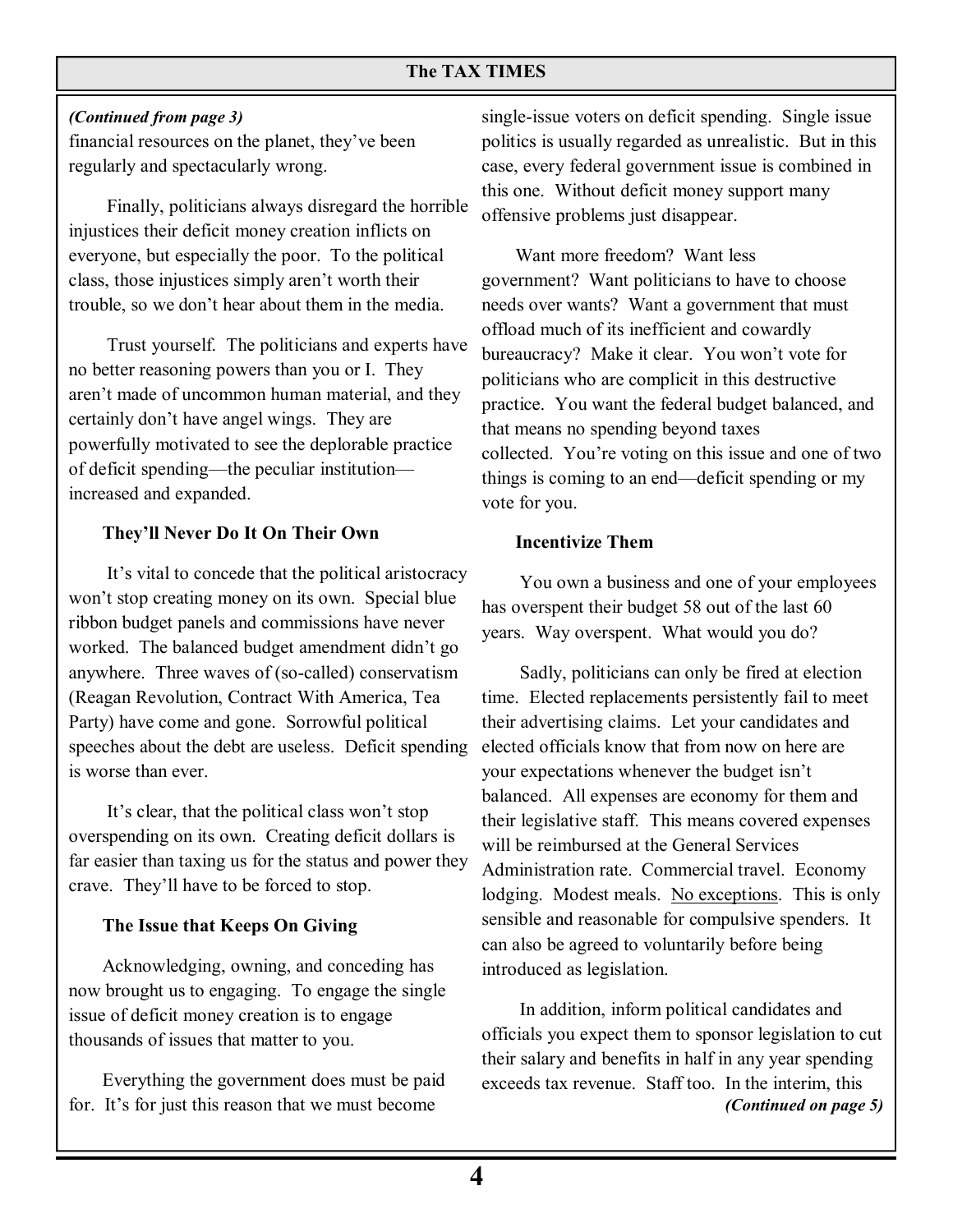*(Continued from page 3)*
financial resources on the planet, they've been regularly and spectacularly wrong.

Finally, politicians always disregard the horrible injustices their deficit money creation inflicts on everyone, but especially the poor. To the political class, those injustices simply aren't worth their trouble, so we don't hear about them in the media.

Trust yourself. The politicians and experts have no better reasoning powers than you or I. They aren't made of uncommon human material, and they certainly don't have angel wings. They are powerfully motivated to see the deplorable practice of deficit spending—the peculiar institution—increased and expanded.

**They'll Never Do It On Their Own**

It's vital to concede that the political aristocracy won't stop creating money on its own. Special blue ribbon budget panels and commissions have never worked. The balanced budget amendment didn't go anywhere. Three waves of (so-called) conservatism (Reagan Revolution, Contract With America, Tea Party) have come and gone. Sorrowful political speeches about the debt are useless. Deficit spending is worse than ever.

It's clear, that the political class won't stop overspending on its own. Creating deficit dollars is far easier than taxing us for the status and power they crave. They'll have to be forced to stop.

**The Issue that Keeps On Giving**

Acknowledging, owning, and conceding has now brought us to engaging. To engage the single issue of deficit money creation is to engage thousands of issues that matter to you.

Everything the government does must be paid for. It's for just this reason that we must become single-issue voters on deficit spending. Single issue politics is usually regarded as unrealistic. But in this case, every federal government issue is combined in this one. Without deficit money support many offensive problems just disappear.

Want more freedom? Want less government? Want politicians to have to choose needs over wants? Want a government that must offload much of its inefficient and cowardly bureaucracy? Make it clear. You won't vote for politicians who are complicit in this destructive practice. You want the federal budget balanced, and that means no spending beyond taxes collected. You're voting on this issue and one of two things is coming to an end—deficit spending or my vote for you.

**Incentivize Them**

You own a business and one of your employees has overspent their budget 58 out of the last 60 years. Way overspent. What would you do?

Sadly, politicians can only be fired at election time. Elected replacements persistently fail to meet their advertising claims. Let your candidates and elected officials know that from now on here are your expectations whenever the budget isn't balanced. All expenses are economy for them and their legislative staff. This means covered expenses will be reimbursed at the General Services Administration rate. Commercial travel. Economy lodging. Modest meals. <u>No exceptions</u>. This is only sensible and reasonable for compulsive spenders. It can also be agreed to voluntarily before being introduced as legislation.

In addition, inform political candidates and officials you expect them to sponsor legislation to cut their salary and benefits in half in any year spending exceeds tax revenue. Staff too. In the interim, this

*(Continued on page 5)*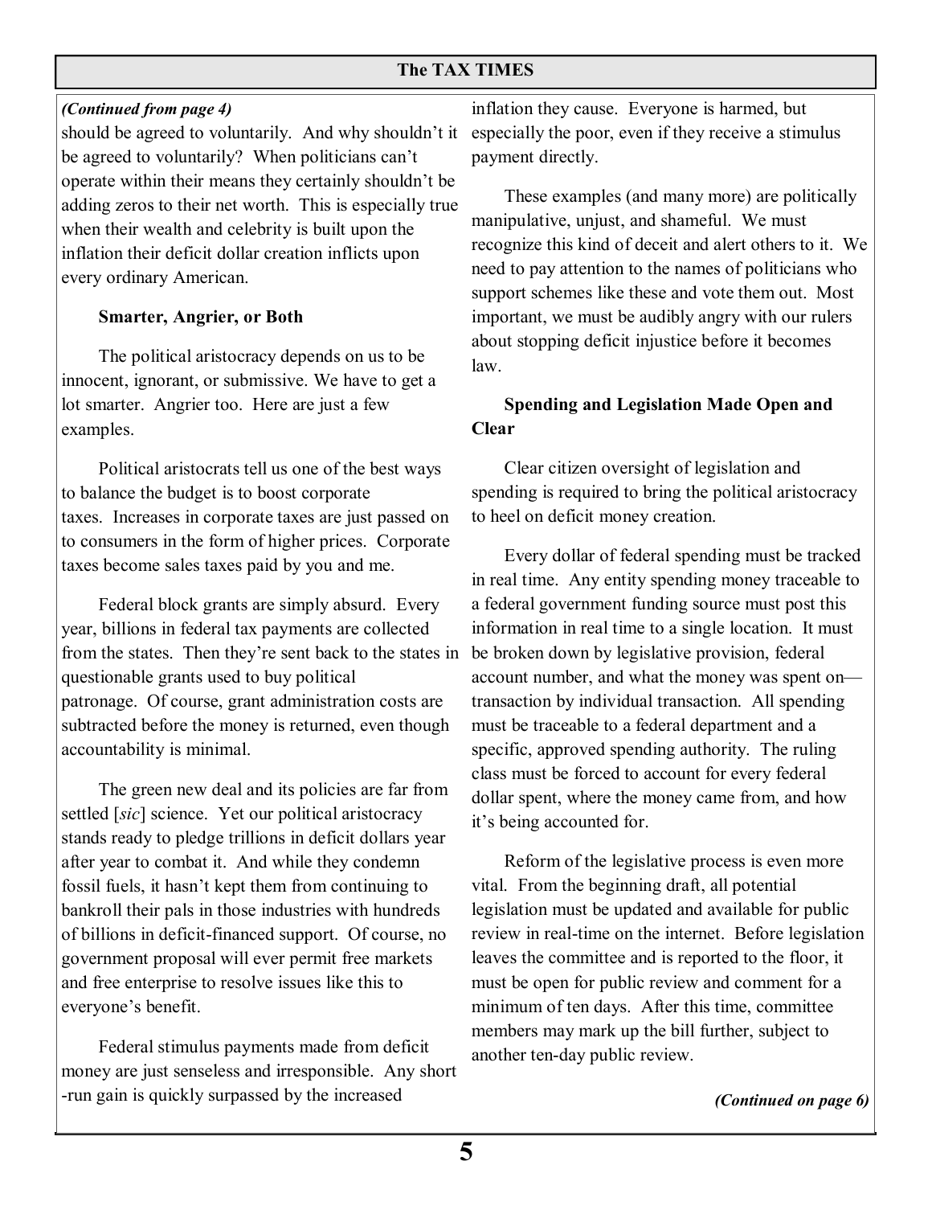*(Continued from page 4)*

should be agreed to voluntarily. And why shouldn't it be agreed to voluntarily? When politicians can't operate within their means they certainly shouldn't be adding zeros to their net worth. This is especially true when their wealth and celebrity is built upon the inflation their deficit dollar creation inflicts upon every ordinary American.

**Smarter, Angrier, or Both**

The political aristocracy depends on us to be innocent, ignorant, or submissive. We have to get a lot smarter. Angrier too. Here are just a few examples.

Political aristocrats tell us one of the best ways to balance the budget is to boost corporate taxes. Increases in corporate taxes are just passed on to consumers in the form of higher prices. Corporate taxes become sales taxes paid by you and me.

Federal block grants are simply absurd. Every year, billions in federal tax payments are collected from the states. Then they're sent back to the states in questionable grants used to buy political patronage. Of course, grant administration costs are subtracted before the money is returned, even though accountability is minimal.

The green new deal and its policies are far from settled [*sic*] science. Yet our political aristocracy stands ready to pledge trillions in deficit dollars year after year to combat it. And while they condemn fossil fuels, it hasn't kept them from continuing to bankroll their pals in those industries with hundreds of billions in deficit-financed support. Of course, no government proposal will ever permit free markets and free enterprise to resolve issues like this to everyone's benefit.

Federal stimulus payments made from deficit money are just senseless and irresponsible. Any short-run gain is quickly surpassed by the increased inflation they cause. Everyone is harmed, but especially the poor, even if they receive a stimulus payment directly.

These examples (and many more) are politically manipulative, unjust, and shameful. We must recognize this kind of deceit and alert others to it. We need to pay attention to the names of politicians who support schemes like these and vote them out. Most important, we must be audibly angry with our rulers about stopping deficit injustice before it becomes law.

**Spending and Legislation Made Open and Clear**

Clear citizen oversight of legislation and spending is required to bring the political aristocracy to heel on deficit money creation.

Every dollar of federal spending must be tracked in real time. Any entity spending money traceable to a federal government funding source must post this information in real time to a single location. It must be broken down by legislative provision, federal account number, and what the money was spent on—transaction by individual transaction. All spending must be traceable to a federal department and a specific, approved spending authority. The ruling class must be forced to account for every federal dollar spent, where the money came from, and how it's being accounted for.

Reform of the legislative process is even more vital. From the beginning draft, all potential legislation must be updated and available for public review in real-time on the internet. Before legislation leaves the committee and is reported to the floor, it must be open for public review and comment for a minimum of ten days. After this time, committee members may mark up the bill further, subject to another ten-day public review.

***(Continued on page 6)***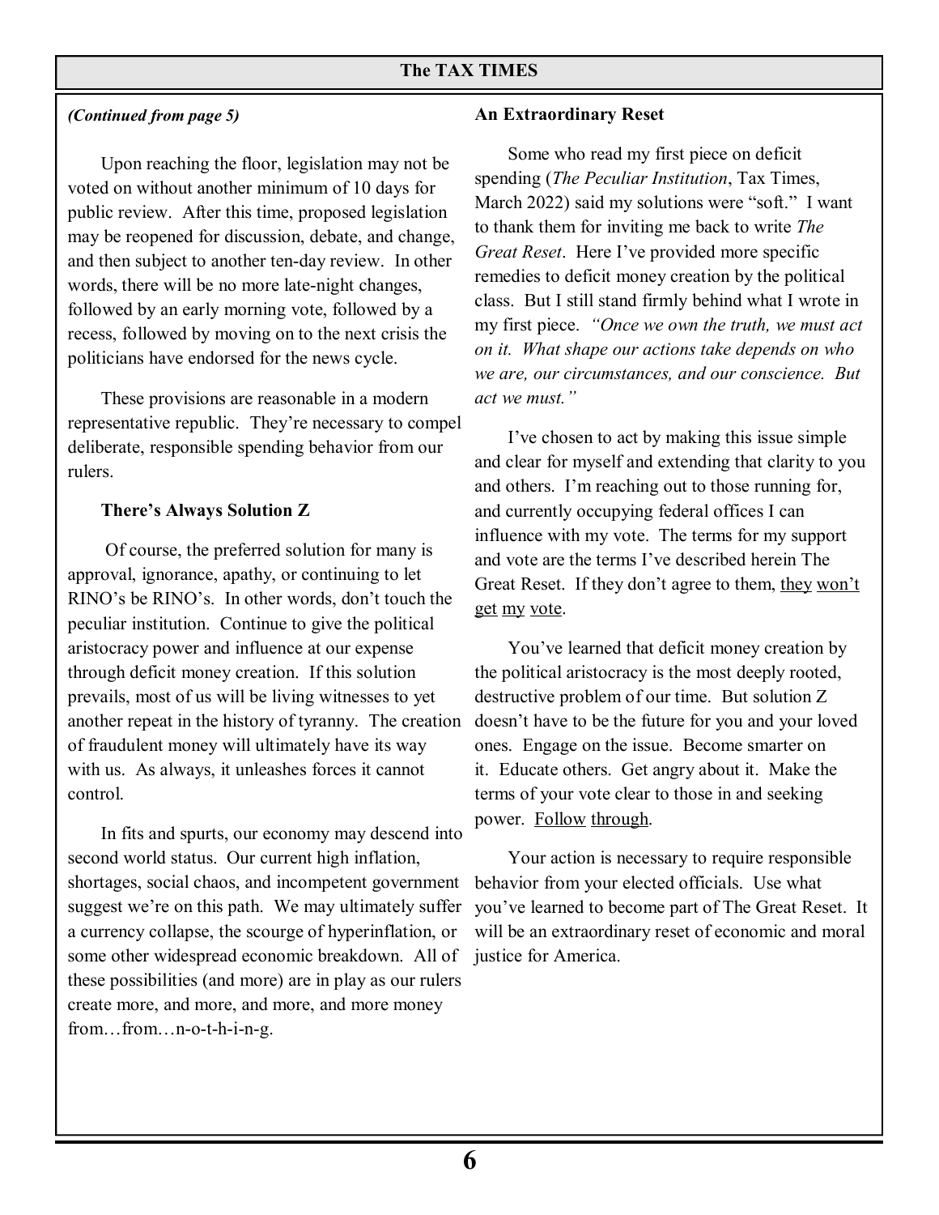*(Continued from page 5)*

Upon reaching the floor, legislation may not be voted on without another minimum of 10 days for public review. After this time, proposed legislation may be reopened for discussion, debate, and change, and then subject to another ten-day review. In other words, there will be no more late-night changes, followed by an early morning vote, followed by a recess, followed by moving on to the next crisis the politicians have endorsed for the news cycle.

These provisions are reasonable in a modern representative republic. They're necessary to compel deliberate, responsible spending behavior from our rulers.

**There's Always Solution Z**

Of course, the preferred solution for many is approval, ignorance, apathy, or continuing to let RINO's be RINO's. In other words, don't touch the peculiar institution. Continue to give the political aristocracy power and influence at our expense through deficit money creation. If this solution prevails, most of us will be living witnesses to yet another repeat in the history of tyranny. The creation of fraudulent money will ultimately have its way with us. As always, it unleashes forces it cannot control.

In fits and spurts, our economy may descend into second world status. Our current high inflation, shortages, social chaos, and incompetent government suggest we're on this path. We may ultimately suffer a currency collapse, the scourge of hyperinflation, or some other widespread economic breakdown. All of these possibilities (and more) are in play as our rulers create more, and more, and more, and more money from…from…n-o-t-h-i-n-g.

**An Extraordinary Reset**

Some who read my first piece on deficit spending (*The Peculiar Institution*, Tax Times, March 2022) said my solutions were "soft." I want to thank them for inviting me back to write *The Great Reset*. Here I've provided more specific remedies to deficit money creation by the political class. But I still stand firmly behind what I wrote in my first piece. *"Once we own the truth, we must act on it. What shape our actions take depends on who we are, our circumstances, and our conscience. But act we must."*

I've chosen to act by making this issue simple and clear for myself and extending that clarity to you and others. I'm reaching out to those running for, and currently occupying federal offices I can influence with my vote. The terms for my support and vote are the terms I've described herein The Great Reset. If they don't agree to them, <u>they</u> <u>won't</u> <u>get</u> <u>my</u> <u>vote</u>.

You've learned that deficit money creation by the political aristocracy is the most deeply rooted, destructive problem of our time. But solution Z doesn't have to be the future for you and your loved ones. Engage on the issue. Become smarter on it. Educate others. Get angry about it. Make the terms of your vote clear to those in and seeking power. <u>Follow</u> <u>through</u>.

Your action is necessary to require responsible behavior from your elected officials. Use what you've learned to become part of The Great Reset. It will be an extraordinary reset of economic and moral justice for America.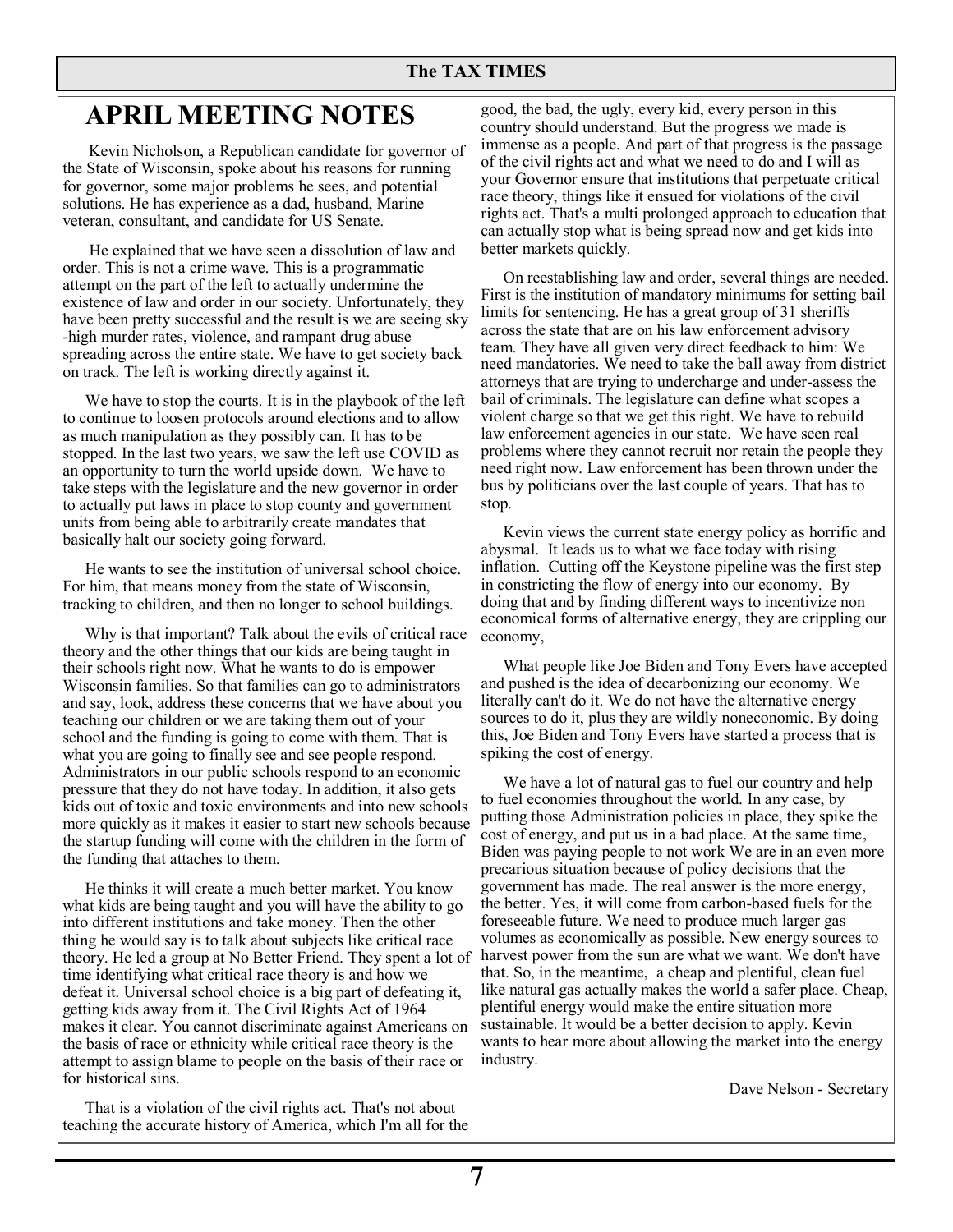# APRIL MEETING NOTES

Kevin Nicholson, a Republican candidate for governor of the State of Wisconsin, spoke about his reasons for running for governor, some major problems he sees, and potential solutions. He has experience as a dad, husband, Marine veteran, consultant, and candidate for US Senate.

He explained that we have seen a dissolution of law and order. This is not a crime wave. This is a programmatic attempt on the part of the left to actually undermine the existence of law and order in our society. Unfortunately, they have been pretty successful and the result is we are seeing sky -high murder rates, violence, and rampant drug abuse spreading across the entire state. We have to get society back on track. The left is working directly against it.

We have to stop the courts. It is in the playbook of the left to continue to loosen protocols around elections and to allow as much manipulation as they possibly can. It has to be stopped. In the last two years, we saw the left use COVID as an opportunity to turn the world upside down. We have to take steps with the legislature and the new governor in order to actually put laws in place to stop county and government units from being able to arbitrarily create mandates that basically halt our society going forward.

He wants to see the institution of universal school choice. For him, that means money from the state of Wisconsin, tracking to children, and then no longer to school buildings.

Why is that important? Talk about the evils of critical race theory and the other things that our kids are being taught in their schools right now. What he wants to do is empower Wisconsin families. So that families can go to administrators and say, look, address these concerns that we have about you teaching our children or we are taking them out of your school and the funding is going to come with them. That is what you are going to finally see and see people respond. Administrators in our public schools respond to an economic pressure that they do not have today. In addition, it also gets kids out of toxic and toxic environments and into new schools more quickly as it makes it easier to start new schools because the startup funding will come with the children in the form of the funding that attaches to them.

He thinks it will create a much better market. You know what kids are being taught and you will have the ability to go into different institutions and take money. Then the other thing he would say is to talk about subjects like critical race theory. He led a group at No Better Friend. They spent a lot of time identifying what critical race theory is and how we defeat it. Universal school choice is a big part of defeating it, getting kids away from it. The Civil Rights Act of 1964 makes it clear. You cannot discriminate against Americans on the basis of race or ethnicity while critical race theory is the attempt to assign blame to people on the basis of their race or for historical sins.

That is a violation of the civil rights act. That's not about teaching the accurate history of America, which I'm all for the good, the bad, the ugly, every kid, every person in this country should understand. But the progress we made is immense as a people. And part of that progress is the passage of the civil rights act and what we need to do and I will as your Governor ensure that institutions that perpetuate critical race theory, things like it ensued for violations of the civil rights act. That's a multi prolonged approach to education that can actually stop what is being spread now and get kids into better markets quickly.

On reestablishing law and order, several things are needed. First is the institution of mandatory minimums for setting bail limits for sentencing. He has a great group of 31 sheriffs across the state that are on his law enforcement advisory team. They have all given very direct feedback to him: We need mandatories. We need to take the ball away from district attorneys that are trying to undercharge and under-assess the bail of criminals. The legislature can define what scopes a violent charge so that we get this right. We have to rebuild law enforcement agencies in our state. We have seen real problems where they cannot recruit nor retain the people they need right now. Law enforcement has been thrown under the bus by politicians over the last couple of years. That has to stop.

Kevin views the current state energy policy as horrific and abysmal. It leads us to what we face today with rising inflation. Cutting off the Keystone pipeline was the first step in constricting the flow of energy into our economy. By doing that and by finding different ways to incentivize non economical forms of alternative energy, they are crippling our economy,

What people like Joe Biden and Tony Evers have accepted and pushed is the idea of decarbonizing our economy. We literally can't do it. We do not have the alternative energy sources to do it, plus they are wildly noneconomic. By doing this, Joe Biden and Tony Evers have started a process that is spiking the cost of energy.

We have a lot of natural gas to fuel our country and help to fuel economies throughout the world. In any case, by putting those Administration policies in place, they spike the cost of energy, and put us in a bad place. At the same time, Biden was paying people to not work We are in an even more precarious situation because of policy decisions that the government has made. The real answer is the more energy, the better. Yes, it will come from carbon-based fuels for the foreseeable future. We need to produce much larger gas volumes as economically as possible. New energy sources to harvest power from the sun are what we want. We don't have that. So, in the meantime, a cheap and plentiful, clean fuel like natural gas actually makes the world a safer place. Cheap, plentiful energy would make the entire situation more sustainable. It would be a better decision to apply. Kevin wants to hear more about allowing the market into the energy industry.

Dave Nelson - Secretary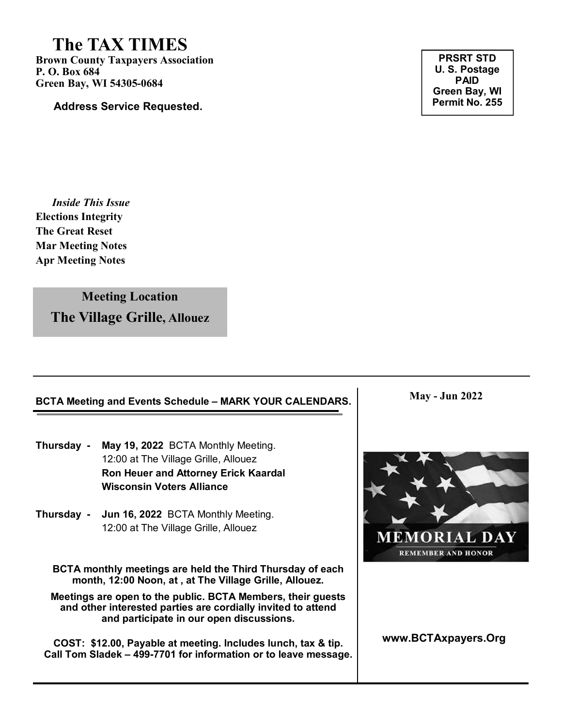# The TAX TIMES

**Brown County Taxpayers Association**
**P. O. Box 684**
**Green Bay, WI 54305-0684**

**Address Service Requested.**

**PRSRT STD**
**U. S. Postage**
**PAID**
**Green Bay, WI**
**Permit No. 255**

*Inside This Issue*

**Elections Integrity**
**The Great Reset**
**Mar Meeting Notes**
**Apr Meeting Notes**

**Meeting Location**
**The Village Grille, Allouez**

---

**BCTA Meeting and Events Schedule – MARK YOUR CALENDARS.**

**Thursday -** **May 19, 2022** BCTA Monthly Meeting.
12:00 at The Village Grille, Allouez
**Ron Heuer and Attorney Erick Kaardal**
**Wisconsin Voters Alliance**

**Thursday -** **Jun 16, 2022** BCTA Monthly Meeting.
12:00 at The Village Grille, Allouez

**BCTA monthly meetings are held the Third Thursday of each month, 12:00 Noon, at , at The Village Grille, Allouez.**

**Meetings are open to the public. BCTA Members, their guests and other interested parties are cordially invited to attend and participate in our open discussions.**

**COST: $12.00, Payable at meeting. Includes lunch, tax & tip. Call Tom Sladek – 499-7701 for information or to leave message.**

**May - Jun 2022**

MEMORIAL DAY
REMEMBER AND HONOR

**www.BCTAxpayers.Org**